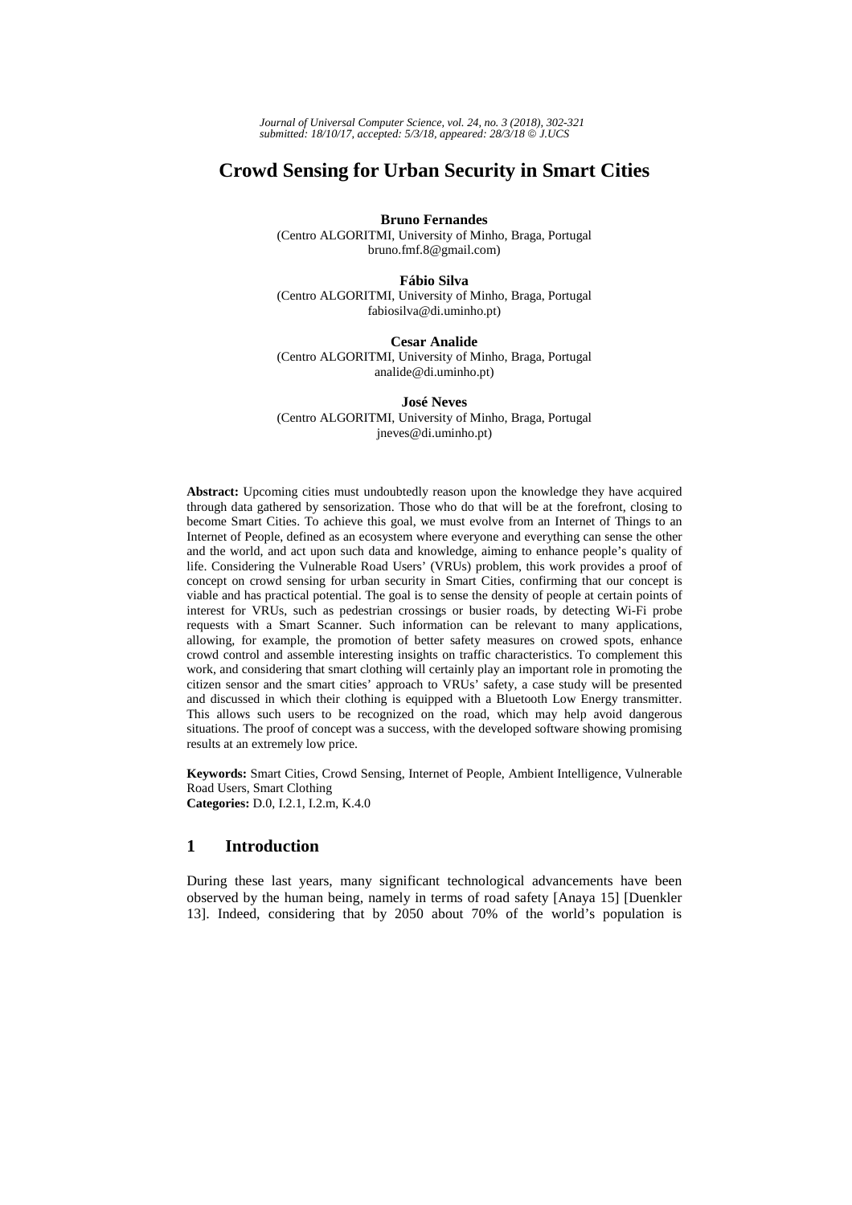# Crowd Sensing for Urban Security in Smart Cities

**Bruno Fernandes**
(Centro ALGORITMI, University of Minho, Braga, Portugal
bruno.fmf.8@gmail.com)

**Fábio Silva**
(Centro ALGORITMI, University of Minho, Braga, Portugal
fabiosilva@di.uminho.pt)

**Cesar Analide**
(Centro ALGORITMI, University of Minho, Braga, Portugal
analide@di.uminho.pt)

**José Neves**
(Centro ALGORITMI, University of Minho, Braga, Portugal
jneves@di.uminho.pt)

**Abstract:** Upcoming cities must undoubtedly reason upon the knowledge they have acquired through data gathered by sensorization. Those who do that will be at the forefront, closing to become Smart Cities. To achieve this goal, we must evolve from an Internet of Things to an Internet of People, defined as an ecosystem where everyone and everything can sense the other and the world, and act upon such data and knowledge, aiming to enhance people's quality of life. Considering the Vulnerable Road Users' (VRUs) problem, this work provides a proof of concept on crowd sensing for urban security in Smart Cities, confirming that our concept is viable and has practical potential. The goal is to sense the density of people at certain points of interest for VRUs, such as pedestrian crossings or busier roads, by detecting Wi-Fi probe requests with a Smart Scanner. Such information can be relevant to many applications, allowing, for example, the promotion of better safety measures on crowed spots, enhance crowd control and assemble interesting insights on traffic characteristics. To complement this work, and considering that smart clothing will certainly play an important role in promoting the citizen sensor and the smart cities' approach to VRUs' safety, a case study will be presented and discussed in which their clothing is equipped with a Bluetooth Low Energy transmitter. This allows such users to be recognized on the road, which may help avoid dangerous situations. The proof of concept was a success, with the developed software showing promising results at an extremely low price.

**Keywords:** Smart Cities, Crowd Sensing, Internet of People, Ambient Intelligence, Vulnerable Road Users, Smart Clothing
**Categories:** D.0, I.2.1, I.2.m, K.4.0

## 1 Introduction

During these last years, many significant technological advancements have been observed by the human being, namely in terms of road safety [Anaya 15] [Duenkler 13]. Indeed, considering that by 2050 about 70% of the world's population is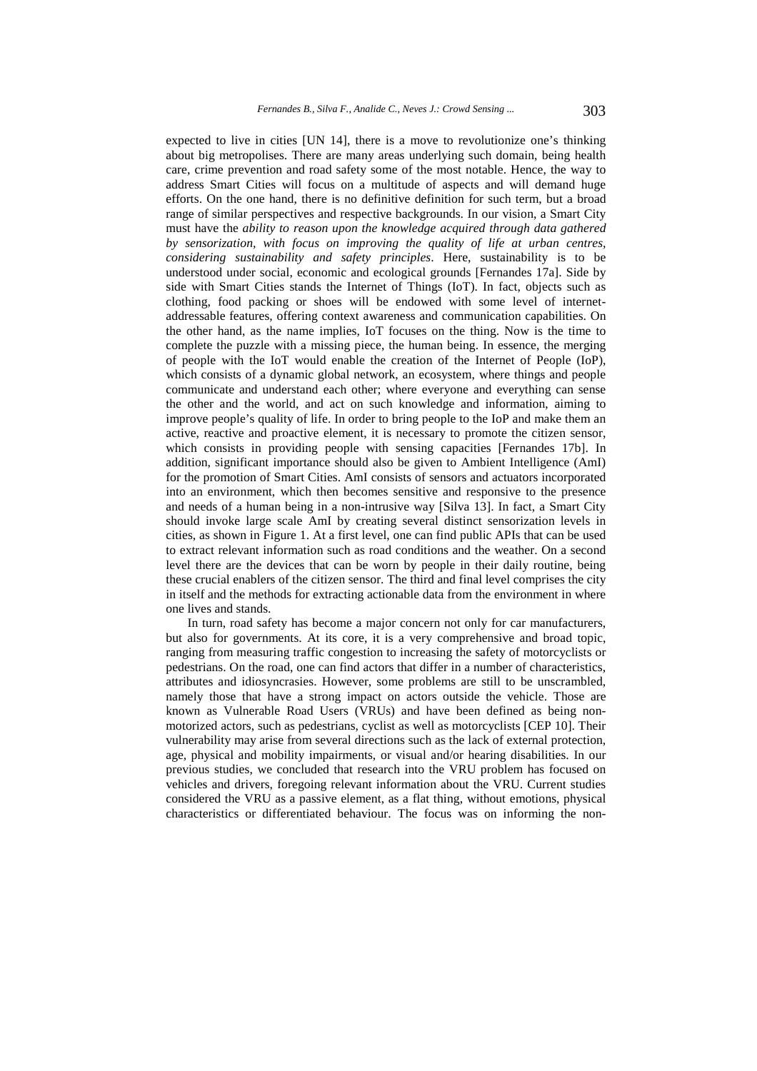expected to live in cities [UN 14], there is a move to revolutionize one's thinking about big metropolises. There are many areas underlying such domain, being health care, crime prevention and road safety some of the most notable. Hence, the way to address Smart Cities will focus on a multitude of aspects and will demand huge efforts. On the one hand, there is no definitive definition for such term, but a broad range of similar perspectives and respective backgrounds. In our vision, a Smart City must have the *ability to reason upon the knowledge acquired through data gathered by sensorization, with focus on improving the quality of life at urban centres, considering sustainability and safety principles*. Here, sustainability is to be understood under social, economic and ecological grounds [Fernandes 17a]. Side by side with Smart Cities stands the Internet of Things (IoT). In fact, objects such as clothing, food packing or shoes will be endowed with some level of internet-addressable features, offering context awareness and communication capabilities. On the other hand, as the name implies, IoT focuses on the thing. Now is the time to complete the puzzle with a missing piece, the human being. In essence, the merging of people with the IoT would enable the creation of the Internet of People (IoP), which consists of a dynamic global network, an ecosystem, where things and people communicate and understand each other; where everyone and everything can sense the other and the world, and act on such knowledge and information, aiming to improve people's quality of life. In order to bring people to the IoP and make them an active, reactive and proactive element, it is necessary to promote the citizen sensor, which consists in providing people with sensing capacities [Fernandes 17b]. In addition, significant importance should also be given to Ambient Intelligence (AmI) for the promotion of Smart Cities. AmI consists of sensors and actuators incorporated into an environment, which then becomes sensitive and responsive to the presence and needs of a human being in a non-intrusive way [Silva 13]. In fact, a Smart City should invoke large scale AmI by creating several distinct sensorization levels in cities, as shown in Figure 1. At a first level, one can find public APIs that can be used to extract relevant information such as road conditions and the weather. On a second level there are the devices that can be worn by people in their daily routine, being these crucial enablers of the citizen sensor. The third and final level comprises the city in itself and the methods for extracting actionable data from the environment in where one lives and stands.

In turn, road safety has become a major concern not only for car manufacturers, but also for governments. At its core, it is a very comprehensive and broad topic, ranging from measuring traffic congestion to increasing the safety of motorcyclists or pedestrians. On the road, one can find actors that differ in a number of characteristics, attributes and idiosyncrasies. However, some problems are still to be unscrambled, namely those that have a strong impact on actors outside the vehicle. Those are known as Vulnerable Road Users (VRUs) and have been defined as being non-motorized actors, such as pedestrians, cyclist as well as motorcyclists [CEP 10]. Their vulnerability may arise from several directions such as the lack of external protection, age, physical and mobility impairments, or visual and/or hearing disabilities. In our previous studies, we concluded that research into the VRU problem has focused on vehicles and drivers, foregoing relevant information about the VRU. Current studies considered the VRU as a passive element, as a flat thing, without emotions, physical characteristics or differentiated behaviour. The focus was on informing the non-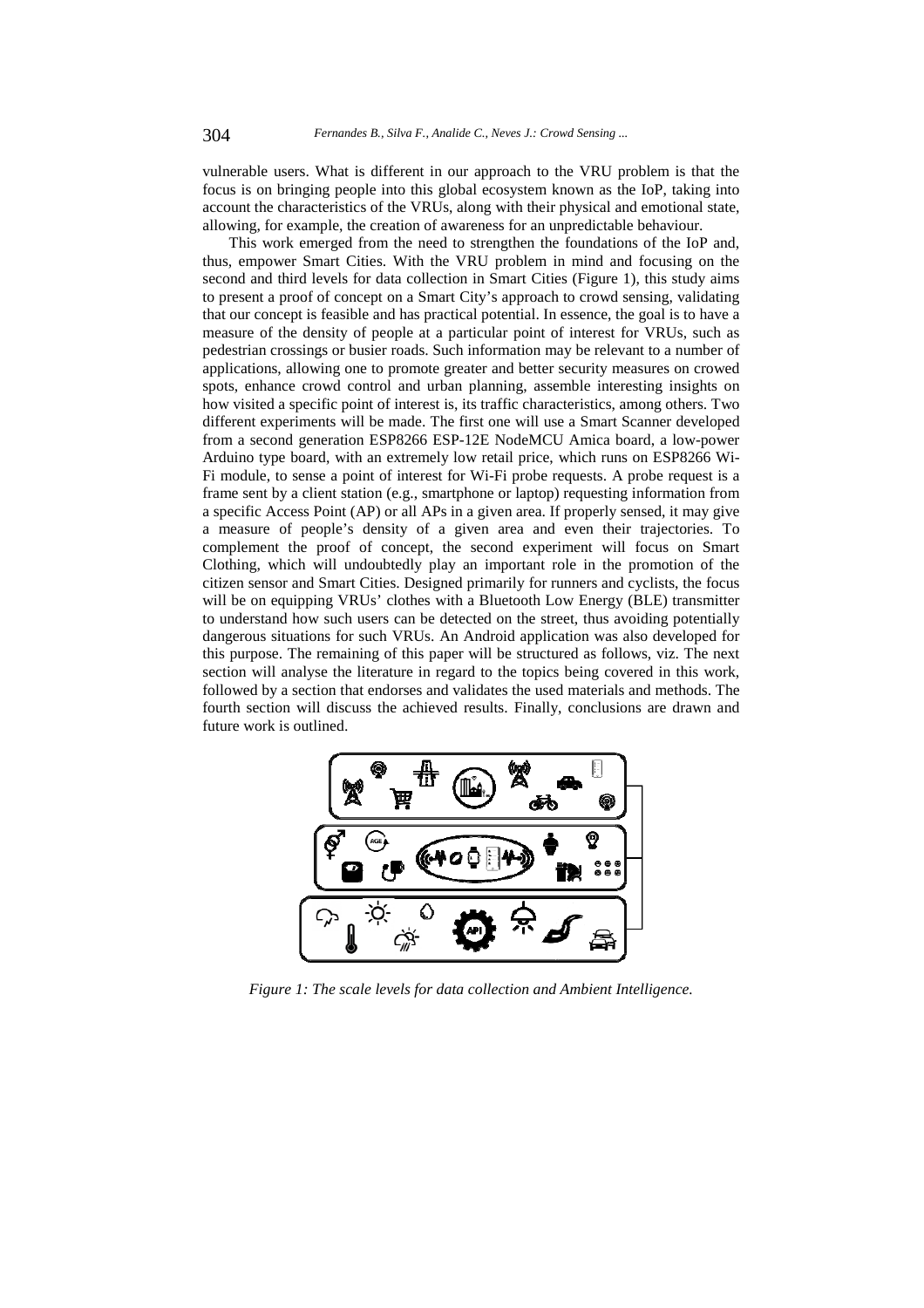vulnerable users. What is different in our approach to the VRU problem is that the focus is on bringing people into this global ecosystem known as the IoP, taking into account the characteristics of the VRUs, along with their physical and emotional state, allowing, for example, the creation of awareness for an unpredictable behaviour.

This work emerged from the need to strengthen the foundations of the IoP and, thus, empower Smart Cities. With the VRU problem in mind and focusing on the second and third levels for data collection in Smart Cities (Figure 1), this study aims to present a proof of concept on a Smart City's approach to crowd sensing, validating that our concept is feasible and has practical potential. In essence, the goal is to have a measure of the density of people at a particular point of interest for VRUs, such as pedestrian crossings or busier roads. Such information may be relevant to a number of applications, allowing one to promote greater and better security measures on crowed spots, enhance crowd control and urban planning, assemble interesting insights on how visited a specific point of interest is, its traffic characteristics, among others. Two different experiments will be made. The first one will use a Smart Scanner developed from a second generation ESP8266 ESP-12E NodeMCU Amica board, a low-power Arduino type board, with an extremely low retail price, which runs on ESP8266 Wi-Fi module, to sense a point of interest for Wi-Fi probe requests. A probe request is a frame sent by a client station (e.g., smartphone or laptop) requesting information from a specific Access Point (AP) or all APs in a given area. If properly sensed, it may give a measure of people's density of a given area and even their trajectories. To complement the proof of concept, the second experiment will focus on Smart Clothing, which will undoubtedly play an important role in the promotion of the citizen sensor and Smart Cities. Designed primarily for runners and cyclists, the focus will be on equipping VRUs' clothes with a Bluetooth Low Energy (BLE) transmitter to understand how such users can be detected on the street, thus avoiding potentially dangerous situations for such VRUs. An Android application was also developed for this purpose. The remaining of this paper will be structured as follows, viz. The next section will analyse the literature in regard to the topics being covered in this work, followed by a section that endorses and validates the used materials and methods. The fourth section will discuss the achieved results. Finally, conclusions are drawn and future work is outlined.

*Figure 1: The scale levels for data collection and Ambient Intelligence.*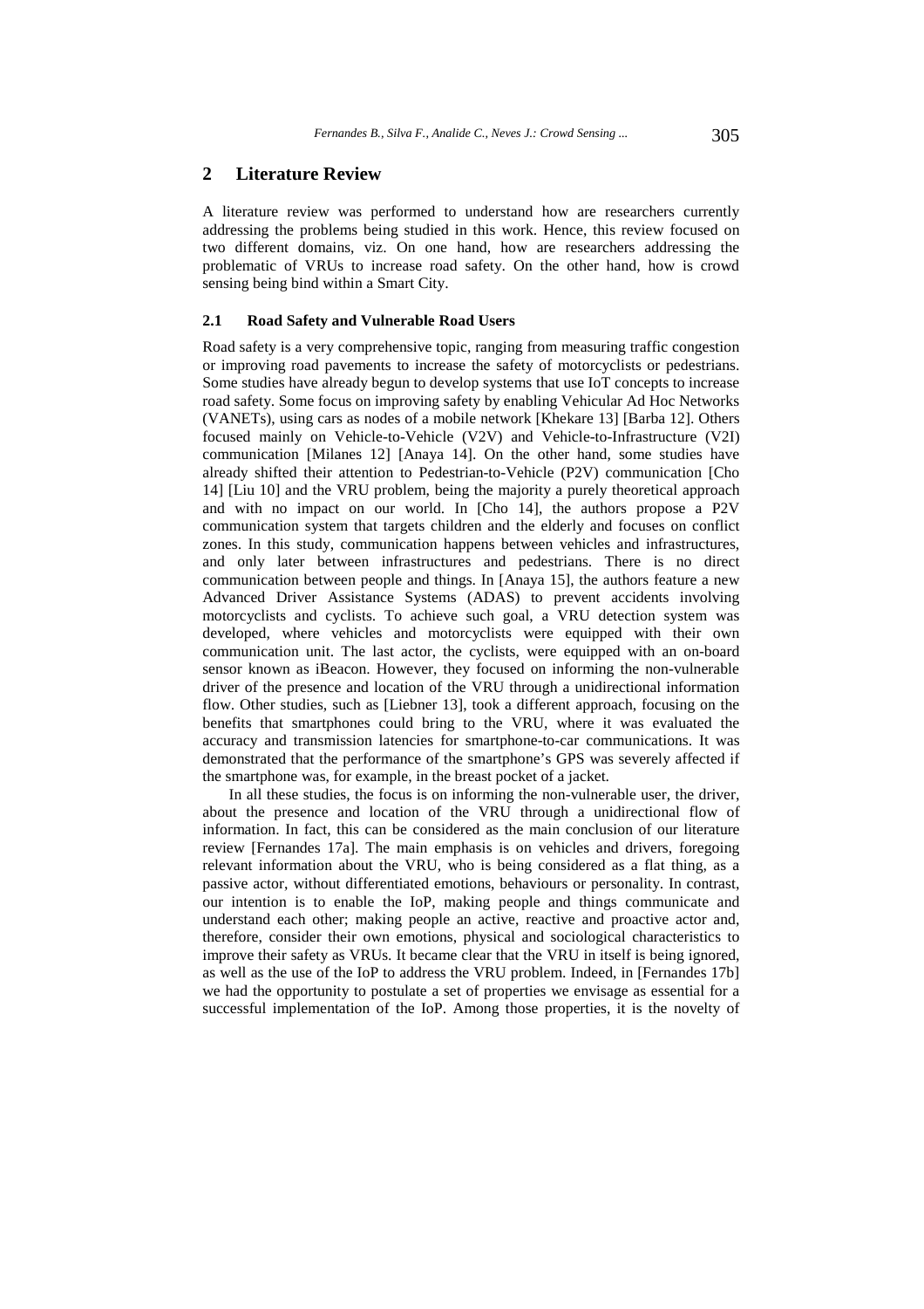## 2 Literature Review

A literature review was performed to understand how are researchers currently addressing the problems being studied in this work. Hence, this review focused on two different domains, viz. On one hand, how are researchers addressing the problematic of VRUs to increase road safety. On the other hand, how is crowd sensing being bind within a Smart City.

### 2.1 Road Safety and Vulnerable Road Users

Road safety is a very comprehensive topic, ranging from measuring traffic congestion or improving road pavements to increase the safety of motorcyclists or pedestrians. Some studies have already begun to develop systems that use IoT concepts to increase road safety. Some focus on improving safety by enabling Vehicular Ad Hoc Networks (VANETs), using cars as nodes of a mobile network [Khekare 13] [Barba 12]. Others focused mainly on Vehicle-to-Vehicle (V2V) and Vehicle-to-Infrastructure (V2I) communication [Milanes 12] [Anaya 14]. On the other hand, some studies have already shifted their attention to Pedestrian-to-Vehicle (P2V) communication [Cho 14] [Liu 10] and the VRU problem, being the majority a purely theoretical approach and with no impact on our world. In [Cho 14], the authors propose a P2V communication system that targets children and the elderly and focuses on conflict zones. In this study, communication happens between vehicles and infrastructures, and only later between infrastructures and pedestrians. There is no direct communication between people and things. In [Anaya 15], the authors feature a new Advanced Driver Assistance Systems (ADAS) to prevent accidents involving motorcyclists and cyclists. To achieve such goal, a VRU detection system was developed, where vehicles and motorcyclists were equipped with their own communication unit. The last actor, the cyclists, were equipped with an on-board sensor known as iBeacon. However, they focused on informing the non-vulnerable driver of the presence and location of the VRU through a unidirectional information flow. Other studies, such as [Liebner 13], took a different approach, focusing on the benefits that smartphones could bring to the VRU, where it was evaluated the accuracy and transmission latencies for smartphone-to-car communications. It was demonstrated that the performance of the smartphone's GPS was severely affected if the smartphone was, for example, in the breast pocket of a jacket.

In all these studies, the focus is on informing the non-vulnerable user, the driver, about the presence and location of the VRU through a unidirectional flow of information. In fact, this can be considered as the main conclusion of our literature review [Fernandes 17a]. The main emphasis is on vehicles and drivers, foregoing relevant information about the VRU, who is being considered as a flat thing, as a passive actor, without differentiated emotions, behaviours or personality. In contrast, our intention is to enable the IoP, making people and things communicate and understand each other; making people an active, reactive and proactive actor and, therefore, consider their own emotions, physical and sociological characteristics to improve their safety as VRUs. It became clear that the VRU in itself is being ignored, as well as the use of the IoP to address the VRU problem. Indeed, in [Fernandes 17b] we had the opportunity to postulate a set of properties we envisage as essential for a successful implementation of the IoP. Among those properties, it is the novelty of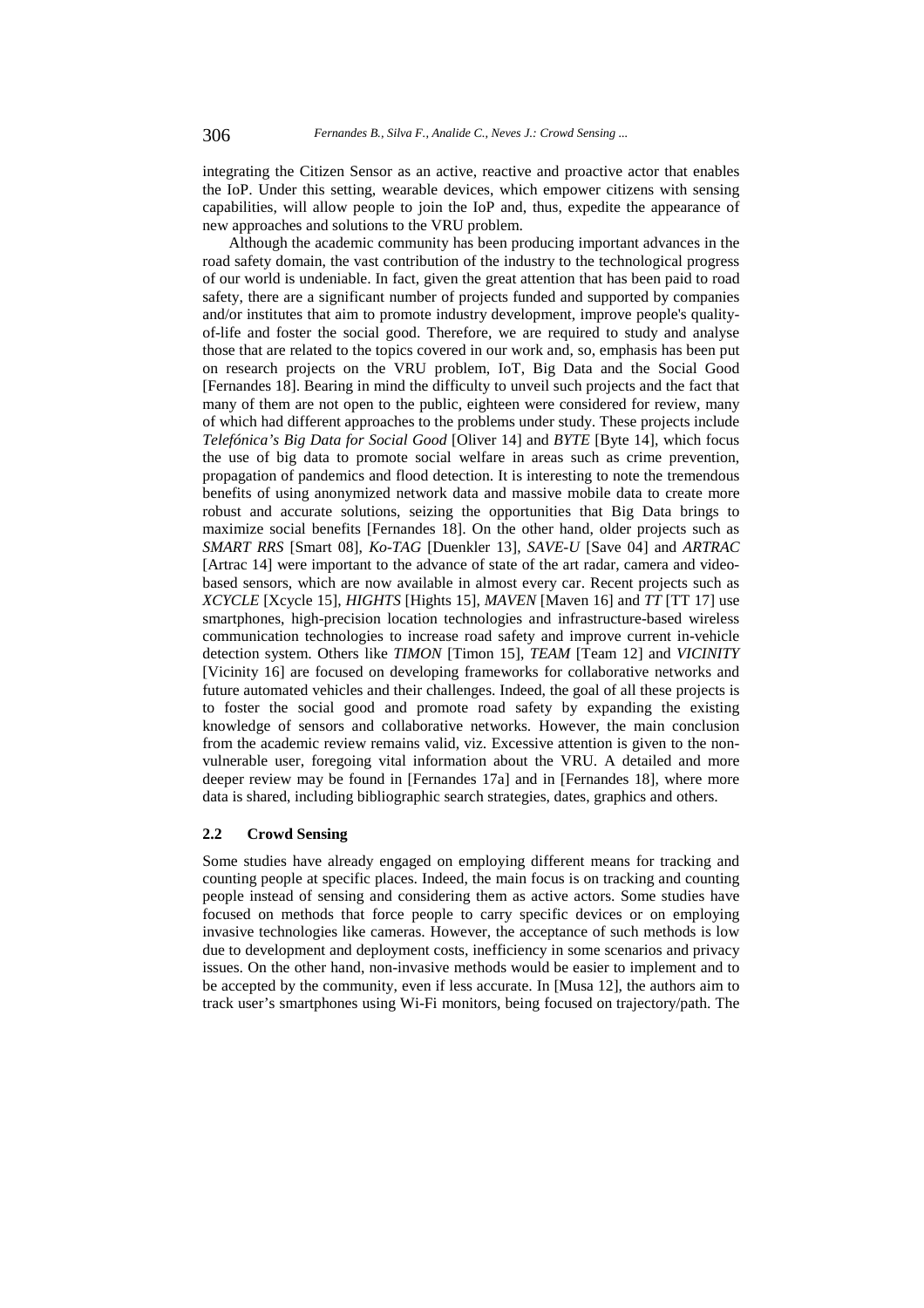integrating the Citizen Sensor as an active, reactive and proactive actor that enables the IoP. Under this setting, wearable devices, which empower citizens with sensing capabilities, will allow people to join the IoP and, thus, expedite the appearance of new approaches and solutions to the VRU problem.

Although the academic community has been producing important advances in the road safety domain, the vast contribution of the industry to the technological progress of our world is undeniable. In fact, given the great attention that has been paid to road safety, there are a significant number of projects funded and supported by companies and/or institutes that aim to promote industry development, improve people's quality-of-life and foster the social good. Therefore, we are required to study and analyse those that are related to the topics covered in our work and, so, emphasis has been put on research projects on the VRU problem, IoT, Big Data and the Social Good [Fernandes 18]. Bearing in mind the difficulty to unveil such projects and the fact that many of them are not open to the public, eighteen were considered for review, many of which had different approaches to the problems under study. These projects include *Telefónica's Big Data for Social Good* [Oliver 14] and *BYTE* [Byte 14], which focus the use of big data to promote social welfare in areas such as crime prevention, propagation of pandemics and flood detection. It is interesting to note the tremendous benefits of using anonymized network data and massive mobile data to create more robust and accurate solutions, seizing the opportunities that Big Data brings to maximize social benefits [Fernandes 18]. On the other hand, older projects such as *SMART RRS* [Smart 08], *Ko-TAG* [Duenkler 13], *SAVE-U* [Save 04] and *ARTRAC* [Artrac 14] were important to the advance of state of the art radar, camera and video-based sensors, which are now available in almost every car. Recent projects such as *XCYCLE* [Xcycle 15], *HIGHTS* [Hights 15], *MAVEN* [Maven 16] and *TT* [TT 17] use smartphones, high-precision location technologies and infrastructure-based wireless communication technologies to increase road safety and improve current in-vehicle detection system. Others like *TIMON* [Timon 15], *TEAM* [Team 12] and *VICINITY* [Vicinity 16] are focused on developing frameworks for collaborative networks and future automated vehicles and their challenges. Indeed, the goal of all these projects is to foster the social good and promote road safety by expanding the existing knowledge of sensors and collaborative networks. However, the main conclusion from the academic review remains valid, viz. Excessive attention is given to the non-vulnerable user, foregoing vital information about the VRU. A detailed and more deeper review may be found in [Fernandes 17a] and in [Fernandes 18], where more data is shared, including bibliographic search strategies, dates, graphics and others.

### 2.2 Crowd Sensing

Some studies have already engaged on employing different means for tracking and counting people at specific places. Indeed, the main focus is on tracking and counting people instead of sensing and considering them as active actors. Some studies have focused on methods that force people to carry specific devices or on employing invasive technologies like cameras. However, the acceptance of such methods is low due to development and deployment costs, inefficiency in some scenarios and privacy issues. On the other hand, non-invasive methods would be easier to implement and to be accepted by the community, even if less accurate. In [Musa 12], the authors aim to track user's smartphones using Wi-Fi monitors, being focused on trajectory/path. The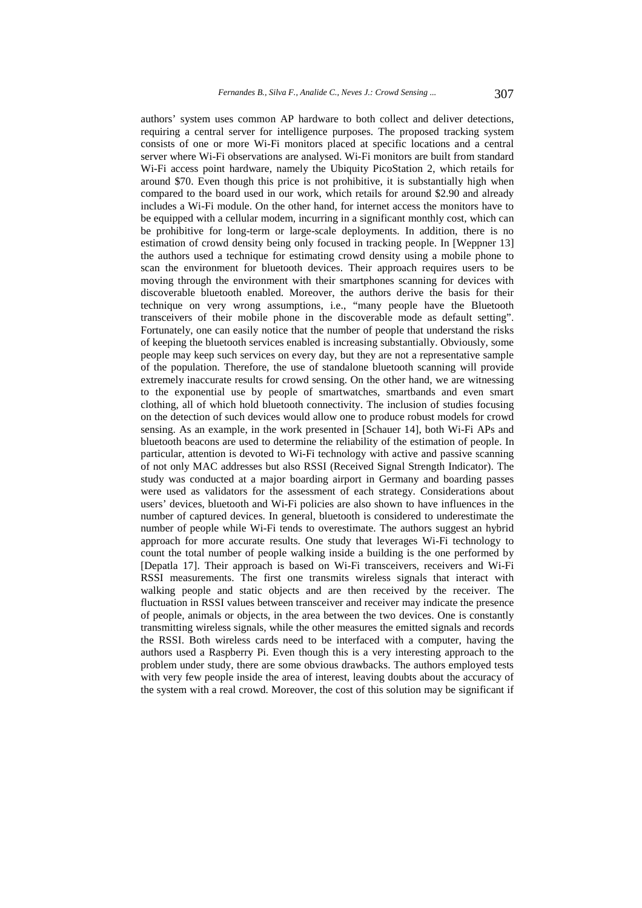authors' system uses common AP hardware to both collect and deliver detections, requiring a central server for intelligence purposes. The proposed tracking system consists of one or more Wi-Fi monitors placed at specific locations and a central server where Wi-Fi observations are analysed. Wi-Fi monitors are built from standard Wi-Fi access point hardware, namely the Ubiquity PicoStation 2, which retails for around $70. Even though this price is not prohibitive, it is substantially high when compared to the board used in our work, which retails for around $2.90 and already includes a Wi-Fi module. On the other hand, for internet access the monitors have to be equipped with a cellular modem, incurring in a significant monthly cost, which can be prohibitive for long-term or large-scale deployments. In addition, there is no estimation of crowd density being only focused in tracking people. In [Weppner 13] the authors used a technique for estimating crowd density using a mobile phone to scan the environment for bluetooth devices. Their approach requires users to be moving through the environment with their smartphones scanning for devices with discoverable bluetooth enabled. Moreover, the authors derive the basis for their technique on very wrong assumptions, i.e., "many people have the Bluetooth transceivers of their mobile phone in the discoverable mode as default setting". Fortunately, one can easily notice that the number of people that understand the risks of keeping the bluetooth services enabled is increasing substantially. Obviously, some people may keep such services on every day, but they are not a representative sample of the population. Therefore, the use of standalone bluetooth scanning will provide extremely inaccurate results for crowd sensing. On the other hand, we are witnessing to the exponential use by people of smartwatches, smartbands and even smart clothing, all of which hold bluetooth connectivity. The inclusion of studies focusing on the detection of such devices would allow one to produce robust models for crowd sensing. As an example, in the work presented in [Schauer 14], both Wi-Fi APs and bluetooth beacons are used to determine the reliability of the estimation of people. In particular, attention is devoted to Wi-Fi technology with active and passive scanning of not only MAC addresses but also RSSI (Received Signal Strength Indicator). The study was conducted at a major boarding airport in Germany and boarding passes were used as validators for the assessment of each strategy. Considerations about users' devices, bluetooth and Wi-Fi policies are also shown to have influences in the number of captured devices. In general, bluetooth is considered to underestimate the number of people while Wi-Fi tends to overestimate. The authors suggest an hybrid approach for more accurate results. One study that leverages Wi-Fi technology to count the total number of people walking inside a building is the one performed by [Depatla 17]. Their approach is based on Wi-Fi transceivers, receivers and Wi-Fi RSSI measurements. The first one transmits wireless signals that interact with walking people and static objects and are then received by the receiver. The fluctuation in RSSI values between transceiver and receiver may indicate the presence of people, animals or objects, in the area between the two devices. One is constantly transmitting wireless signals, while the other measures the emitted signals and records the RSSI. Both wireless cards need to be interfaced with a computer, having the authors used a Raspberry Pi. Even though this is a very interesting approach to the problem under study, there are some obvious drawbacks. The authors employed tests with very few people inside the area of interest, leaving doubts about the accuracy of the system with a real crowd. Moreover, the cost of this solution may be significant if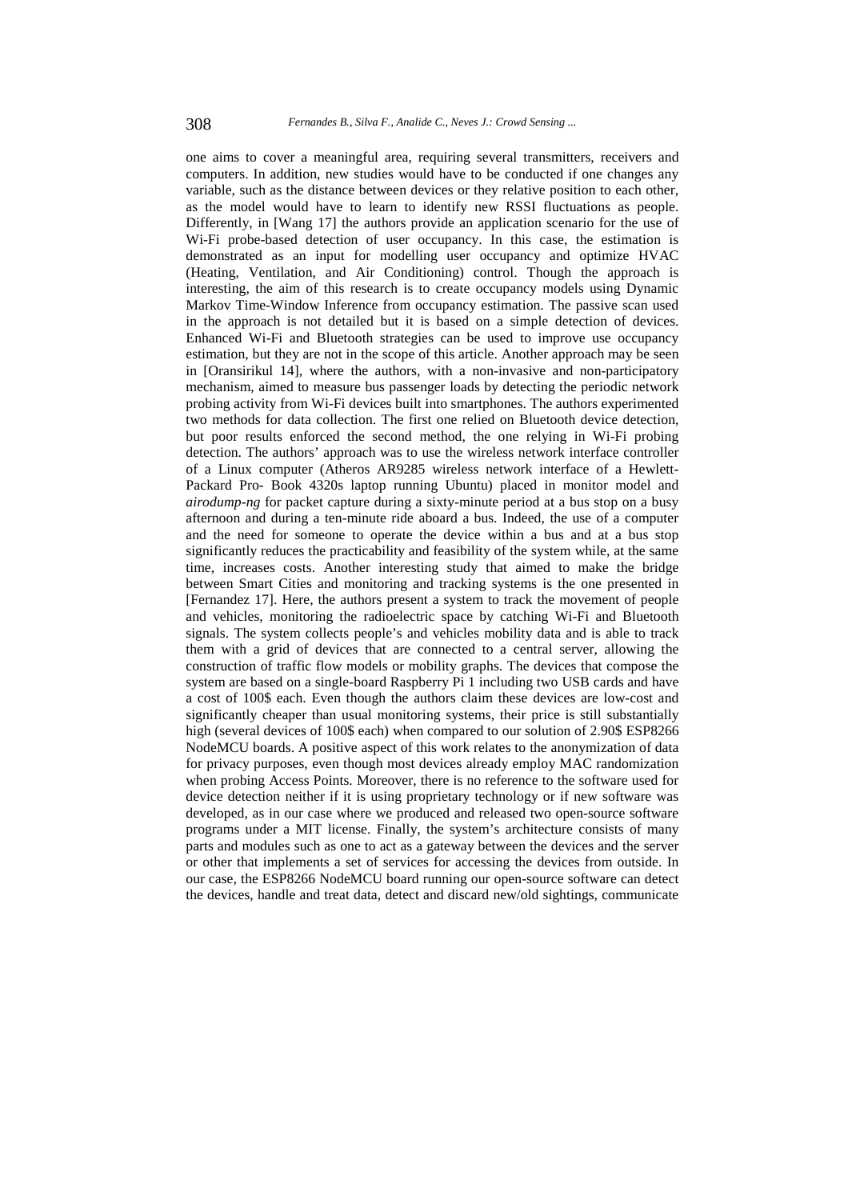one aims to cover a meaningful area, requiring several transmitters, receivers and computers. In addition, new studies would have to be conducted if one changes any variable, such as the distance between devices or they relative position to each other, as the model would have to learn to identify new RSSI fluctuations as people. Differently, in [Wang 17] the authors provide an application scenario for the use of Wi-Fi probe-based detection of user occupancy. In this case, the estimation is demonstrated as an input for modelling user occupancy and optimize HVAC (Heating, Ventilation, and Air Conditioning) control. Though the approach is interesting, the aim of this research is to create occupancy models using Dynamic Markov Time-Window Inference from occupancy estimation. The passive scan used in the approach is not detailed but it is based on a simple detection of devices. Enhanced Wi-Fi and Bluetooth strategies can be used to improve use occupancy estimation, but they are not in the scope of this article. Another approach may be seen in [Oransirikul 14], where the authors, with a non-invasive and non-participatory mechanism, aimed to measure bus passenger loads by detecting the periodic network probing activity from Wi-Fi devices built into smartphones. The authors experimented two methods for data collection. The first one relied on Bluetooth device detection, but poor results enforced the second method, the one relying in Wi-Fi probing detection. The authors' approach was to use the wireless network interface controller of a Linux computer (Atheros AR9285 wireless network interface of a Hewlett-Packard Pro- Book 4320s laptop running Ubuntu) placed in monitor model and *airodump-ng* for packet capture during a sixty-minute period at a bus stop on a busy afternoon and during a ten-minute ride aboard a bus. Indeed, the use of a computer and the need for someone to operate the device within a bus and at a bus stop significantly reduces the practicability and feasibility of the system while, at the same time, increases costs. Another interesting study that aimed to make the bridge between Smart Cities and monitoring and tracking systems is the one presented in [Fernandez 17]. Here, the authors present a system to track the movement of people and vehicles, monitoring the radioelectric space by catching Wi-Fi and Bluetooth signals. The system collects people's and vehicles mobility data and is able to track them with a grid of devices that are connected to a central server, allowing the construction of traffic flow models or mobility graphs. The devices that compose the system are based on a single-board Raspberry Pi 1 including two USB cards and have a cost of 100$ each. Even though the authors claim these devices are low-cost and significantly cheaper than usual monitoring systems, their price is still substantially high (several devices of 100$ each) when compared to our solution of 2.90$ ESP8266 NodeMCU boards. A positive aspect of this work relates to the anonymization of data for privacy purposes, even though most devices already employ MAC randomization when probing Access Points. Moreover, there is no reference to the software used for device detection neither if it is using proprietary technology or if new software was developed, as in our case where we produced and released two open-source software programs under a MIT license. Finally, the system's architecture consists of many parts and modules such as one to act as a gateway between the devices and the server or other that implements a set of services for accessing the devices from outside. In our case, the ESP8266 NodeMCU board running our open-source software can detect the devices, handle and treat data, detect and discard new/old sightings, communicate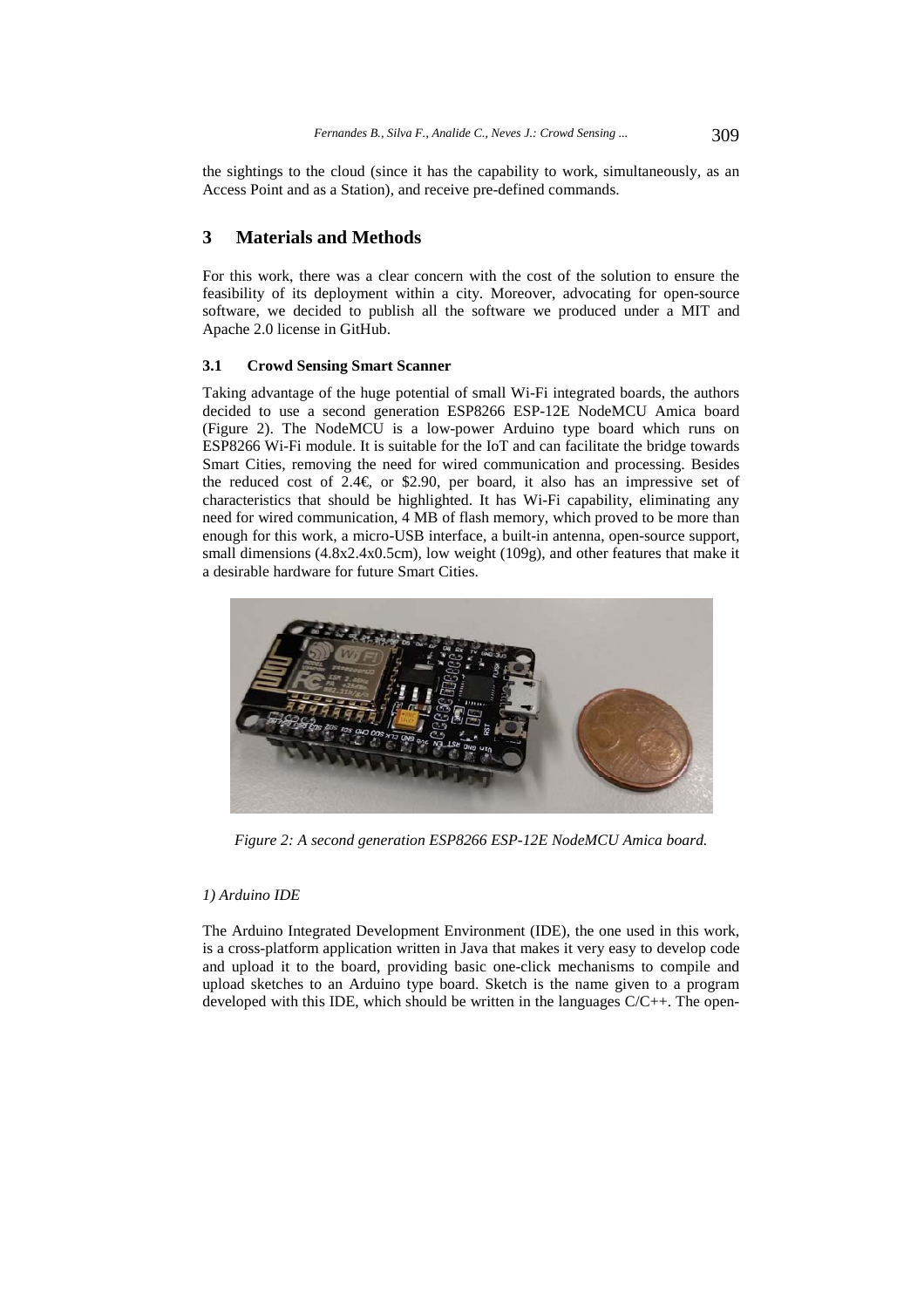the sightings to the cloud (since it has the capability to work, simultaneously, as an Access Point and as a Station), and receive pre-defined commands.

## 3 Materials and Methods

For this work, there was a clear concern with the cost of the solution to ensure the feasibility of its deployment within a city. Moreover, advocating for open-source software, we decided to publish all the software we produced under a MIT and Apache 2.0 license in GitHub.

### 3.1 Crowd Sensing Smart Scanner

Taking advantage of the huge potential of small Wi-Fi integrated boards, the authors decided to use a second generation ESP8266 ESP-12E NodeMCU Amica board (Figure 2). The NodeMCU is a low-power Arduino type board which runs on ESP8266 Wi-Fi module. It is suitable for the IoT and can facilitate the bridge towards Smart Cities, removing the need for wired communication and processing. Besides the reduced cost of 2.4€, or $2.90, per board, it also has an impressive set of characteristics that should be highlighted. It has Wi-Fi capability, eliminating any need for wired communication, 4 MB of flash memory, which proved to be more than enough for this work, a micro-USB interface, a built-in antenna, open-source support, small dimensions (4.8x2.4x0.5cm), low weight (109g), and other features that make it a desirable hardware for future Smart Cities.

*Figure 2: A second generation ESP8266 ESP-12E NodeMCU Amica board.*

*1) Arduino IDE*

The Arduino Integrated Development Environment (IDE), the one used in this work, is a cross-platform application written in Java that makes it very easy to develop code and upload it to the board, providing basic one-click mechanisms to compile and upload sketches to an Arduino type board. Sketch is the name given to a program developed with this IDE, which should be written in the languages C/C++. The open-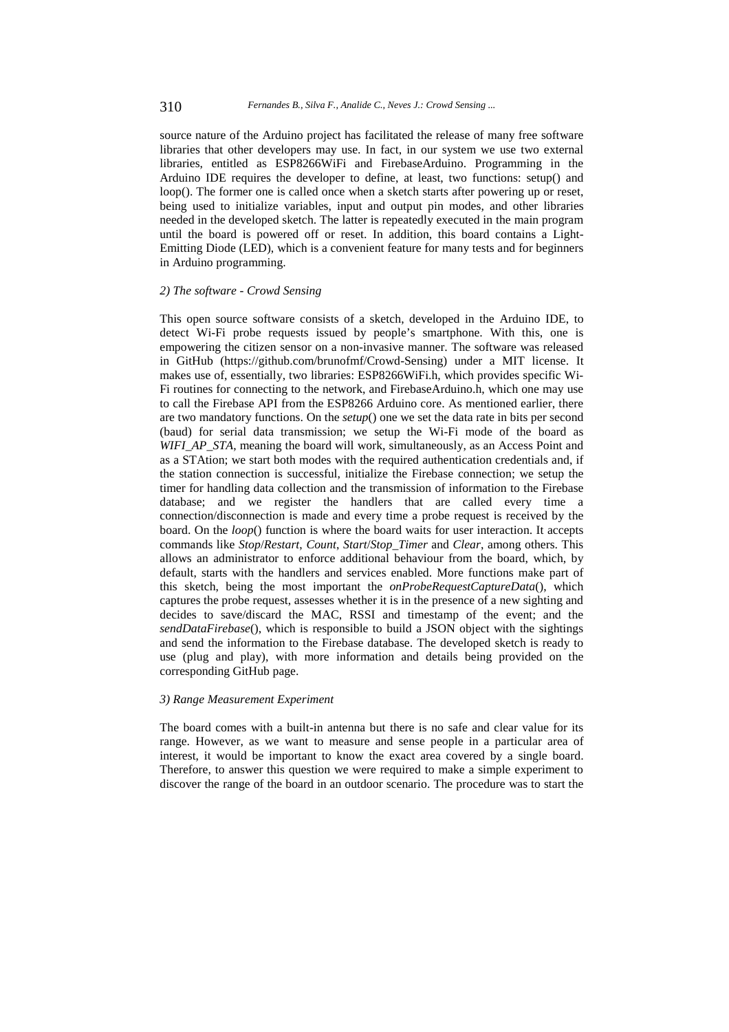source nature of the Arduino project has facilitated the release of many free software libraries that other developers may use. In fact, in our system we use two external libraries, entitled as ESP8266WiFi and FirebaseArduino. Programming in the Arduino IDE requires the developer to define, at least, two functions: setup() and loop(). The former one is called once when a sketch starts after powering up or reset, being used to initialize variables, input and output pin modes, and other libraries needed in the developed sketch. The latter is repeatedly executed in the main program until the board is powered off or reset. In addition, this board contains a Light-Emitting Diode (LED), which is a convenient feature for many tests and for beginners in Arduino programming.

#### *2) The software - Crowd Sensing*

This open source software consists of a sketch, developed in the Arduino IDE, to detect Wi-Fi probe requests issued by people's smartphone. With this, one is empowering the citizen sensor on a non-invasive manner. The software was released in GitHub (https://github.com/brunofmf/Crowd-Sensing) under a MIT license. It makes use of, essentially, two libraries: ESP8266WiFi.h, which provides specific Wi-Fi routines for connecting to the network, and FirebaseArduino.h, which one may use to call the Firebase API from the ESP8266 Arduino core. As mentioned earlier, there are two mandatory functions. On the *setup*() one we set the data rate in bits per second (baud) for serial data transmission; we setup the Wi-Fi mode of the board as *WIFI_AP_STA*, meaning the board will work, simultaneously, as an Access Point and as a STAtion; we start both modes with the required authentication credentials and, if the station connection is successful, initialize the Firebase connection; we setup the timer for handling data collection and the transmission of information to the Firebase database; and we register the handlers that are called every time a connection/disconnection is made and every time a probe request is received by the board. On the *loop*() function is where the board waits for user interaction. It accepts commands like *Stop*/*Restart*, *Count*, *Start*/*Stop_Timer* and *Clear*, among others. This allows an administrator to enforce additional behaviour from the board, which, by default, starts with the handlers and services enabled. More functions make part of this sketch, being the most important the *onProbeRequestCaptureData*(), which captures the probe request, assesses whether it is in the presence of a new sighting and decides to save/discard the MAC, RSSI and timestamp of the event; and the *sendDataFirebase*(), which is responsible to build a JSON object with the sightings and send the information to the Firebase database. The developed sketch is ready to use (plug and play), with more information and details being provided on the corresponding GitHub page.

#### *3) Range Measurement Experiment*

The board comes with a built-in antenna but there is no safe and clear value for its range. However, as we want to measure and sense people in a particular area of interest, it would be important to know the exact area covered by a single board. Therefore, to answer this question we were required to make a simple experiment to discover the range of the board in an outdoor scenario. The procedure was to start the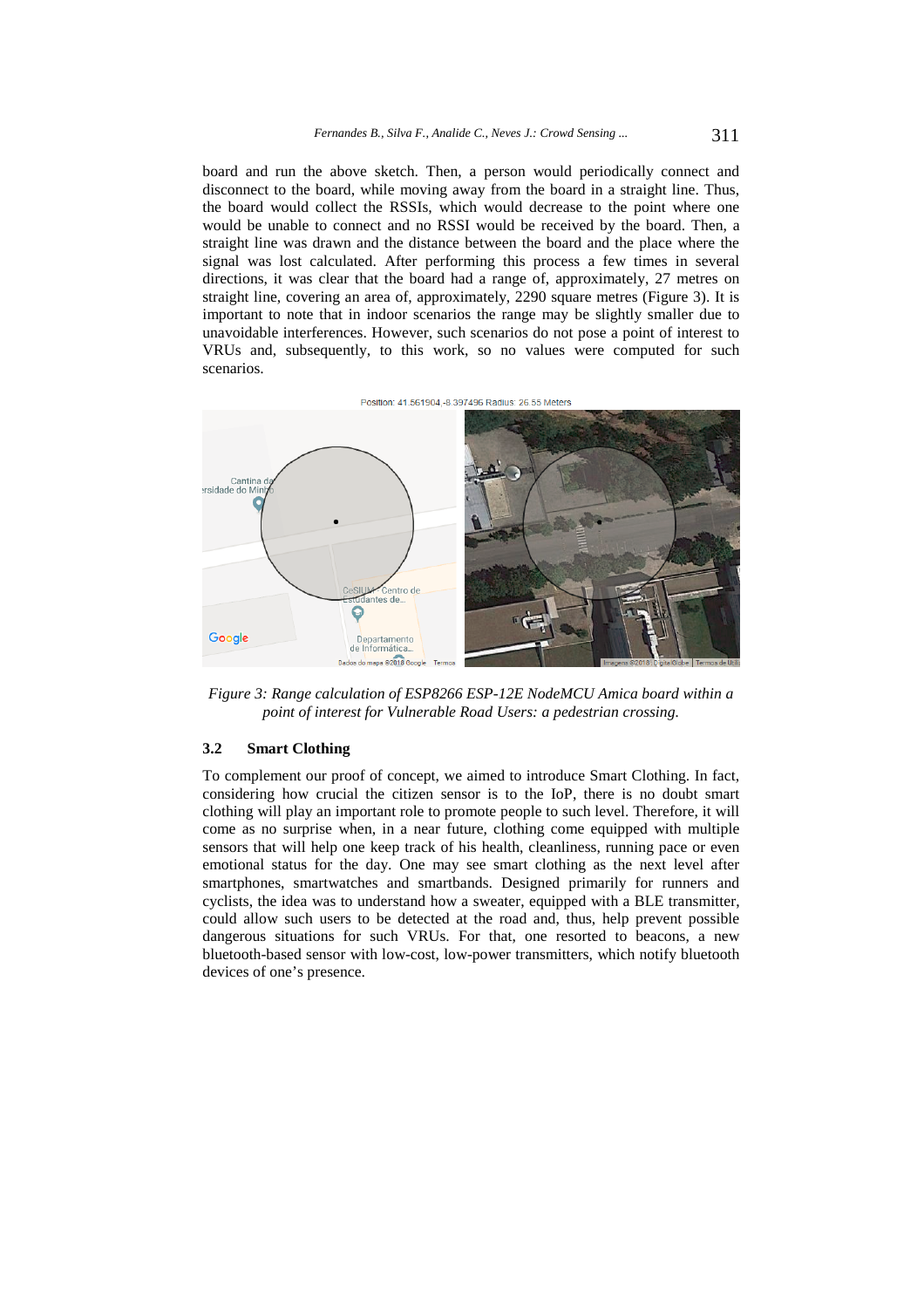board and run the above sketch. Then, a person would periodically connect and disconnect to the board, while moving away from the board in a straight line. Thus, the board would collect the RSSIs, which would decrease to the point where one would be unable to connect and no RSSI would be received by the board. Then, a straight line was drawn and the distance between the board and the place where the signal was lost calculated. After performing this process a few times in several directions, it was clear that the board had a range of, approximately, 27 metres on straight line, covering an area of, approximately, 2290 square metres (Figure 3). It is important to note that in indoor scenarios the range may be slightly smaller due to unavoidable interferences. However, such scenarios do not pose a point of interest to VRUs and, subsequently, to this work, so no values were computed for such scenarios.

*Figure 3: Range calculation of ESP8266 ESP-12E NodeMCU Amica board within a point of interest for Vulnerable Road Users: a pedestrian crossing.*

### 3.2 Smart Clothing

To complement our proof of concept, we aimed to introduce Smart Clothing. In fact, considering how crucial the citizen sensor is to the IoP, there is no doubt smart clothing will play an important role to promote people to such level. Therefore, it will come as no surprise when, in a near future, clothing come equipped with multiple sensors that will help one keep track of his health, cleanliness, running pace or even emotional status for the day. One may see smart clothing as the next level after smartphones, smartwatches and smartbands. Designed primarily for runners and cyclists, the idea was to understand how a sweater, equipped with a BLE transmitter, could allow such users to be detected at the road and, thus, help prevent possible dangerous situations for such VRUs. For that, one resorted to beacons, a new bluetooth-based sensor with low-cost, low-power transmitters, which notify bluetooth devices of one's presence.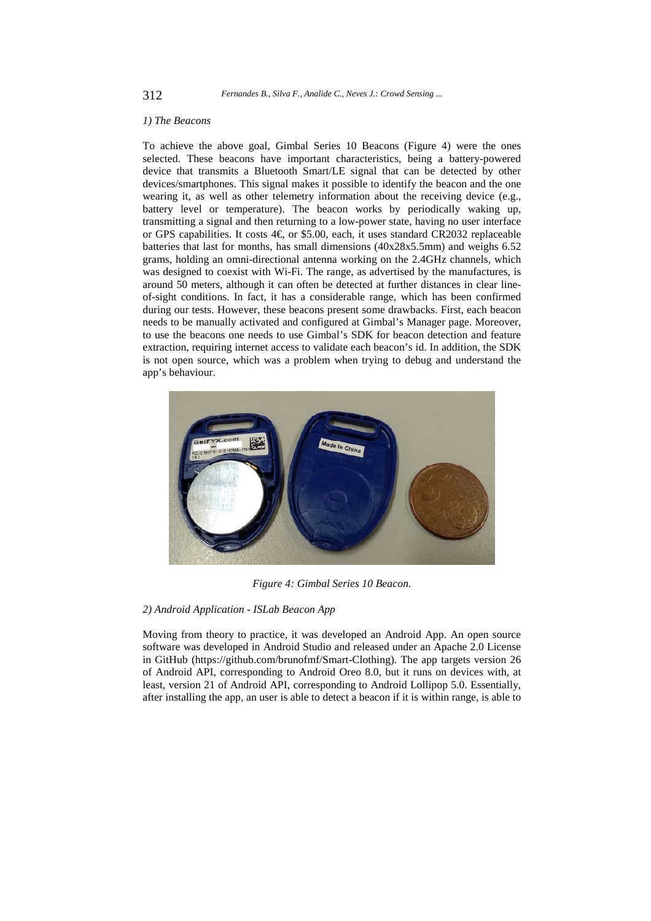*1) The Beacons*

To achieve the above goal, Gimbal Series 10 Beacons (Figure 4) were the ones selected. These beacons have important characteristics, being a battery-powered device that transmits a Bluetooth Smart/LE signal that can be detected by other devices/smartphones. This signal makes it possible to identify the beacon and the one wearing it, as well as other telemetry information about the receiving device (e.g., battery level or temperature). The beacon works by periodically waking up, transmitting a signal and then returning to a low-power state, having no user interface or GPS capabilities. It costs 4€, or \$5.00, each, it uses standard CR2032 replaceable batteries that last for months, has small dimensions (40x28x5.5mm) and weighs 6.52 grams, holding an omni-directional antenna working on the 2.4GHz channels, which was designed to coexist with Wi-Fi. The range, as advertised by the manufactures, is around 50 meters, although it can often be detected at further distances in clear line-of-sight conditions. In fact, it has a considerable range, which has been confirmed during our tests. However, these beacons present some drawbacks. First, each beacon needs to be manually activated and configured at Gimbal's Manager page. Moreover, to use the beacons one needs to use Gimbal's SDK for beacon detection and feature extraction, requiring internet access to validate each beacon's id. In addition, the SDK is not open source, which was a problem when trying to debug and understand the app's behaviour.

*Figure 4: Gimbal Series 10 Beacon.*

*2) Android Application - ISLab Beacon App*

Moving from theory to practice, it was developed an Android App. An open source software was developed in Android Studio and released under an Apache 2.0 License in GitHub (https://github.com/brunofmf/Smart-Clothing). The app targets version 26 of Android API, corresponding to Android Oreo 8.0, but it runs on devices with, at least, version 21 of Android API, corresponding to Android Lollipop 5.0. Essentially, after installing the app, an user is able to detect a beacon if it is within range, is able to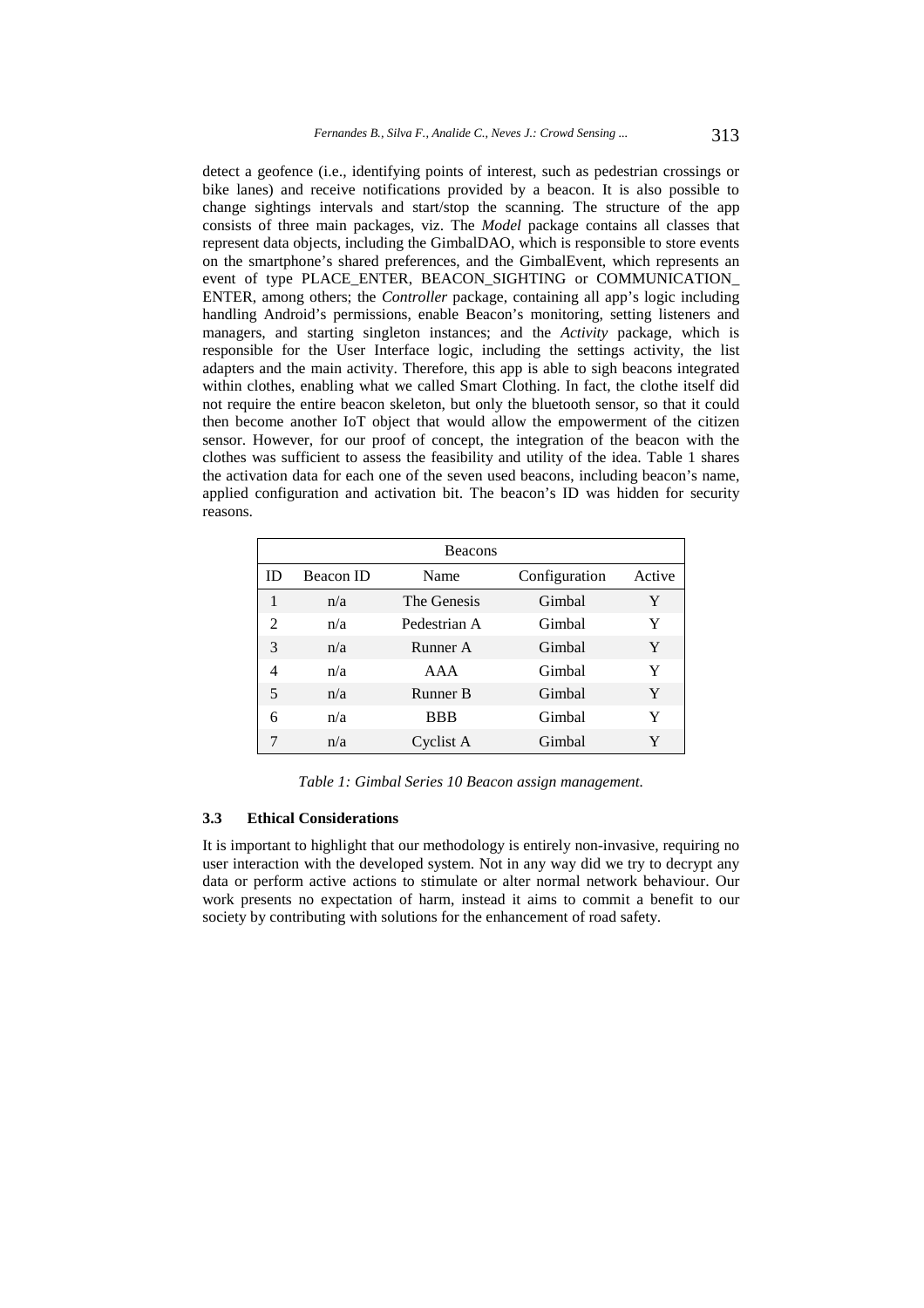detect a geofence (i.e., identifying points of interest, such as pedestrian crossings or bike lanes) and receive notifications provided by a beacon. It is also possible to change sightings intervals and start/stop the scanning. The structure of the app consists of three main packages, viz. The *Model* package contains all classes that represent data objects, including the GimbalDAO, which is responsible to store events on the smartphone's shared preferences, and the GimbalEvent, which represents an event of type PLACE_ENTER, BEACON_SIGHTING or COMMUNICATION_ ENTER, among others; the *Controller* package, containing all app's logic including handling Android's permissions, enable Beacon's monitoring, setting listeners and managers, and starting singleton instances; and the *Activity* package, which is responsible for the User Interface logic, including the settings activity, the list adapters and the main activity. Therefore, this app is able to sigh beacons integrated within clothes, enabling what we called Smart Clothing. In fact, the clothe itself did not require the entire beacon skeleton, but only the bluetooth sensor, so that it could then become another IoT object that would allow the empowerment of the citizen sensor. However, for our proof of concept, the integration of the beacon with the clothes was sufficient to assess the feasibility and utility of the idea. Table 1 shares the activation data for each one of the seven used beacons, including beacon's name, applied configuration and activation bit. The beacon's ID was hidden for security reasons.

| Beacons | | | | |
|---|---|---|---|---|
| ID | Beacon ID | Name | Configuration | Active |
| 1 | n/a | The Genesis | Gimbal | Y |
| 2 | n/a | Pedestrian A | Gimbal | Y |
| 3 | n/a | Runner A | Gimbal | Y |
| 4 | n/a | AAA | Gimbal | Y |
| 5 | n/a | Runner B | Gimbal | Y |
| 6 | n/a | BBB | Gimbal | Y |
| 7 | n/a | Cyclist A | Gimbal | Y |

*Table 1: Gimbal Series 10 Beacon assign management.*

### 3.3 Ethical Considerations

It is important to highlight that our methodology is entirely non-invasive, requiring no user interaction with the developed system. Not in any way did we try to decrypt any data or perform active actions to stimulate or alter normal network behaviour. Our work presents no expectation of harm, instead it aims to commit a benefit to our society by contributing with solutions for the enhancement of road safety.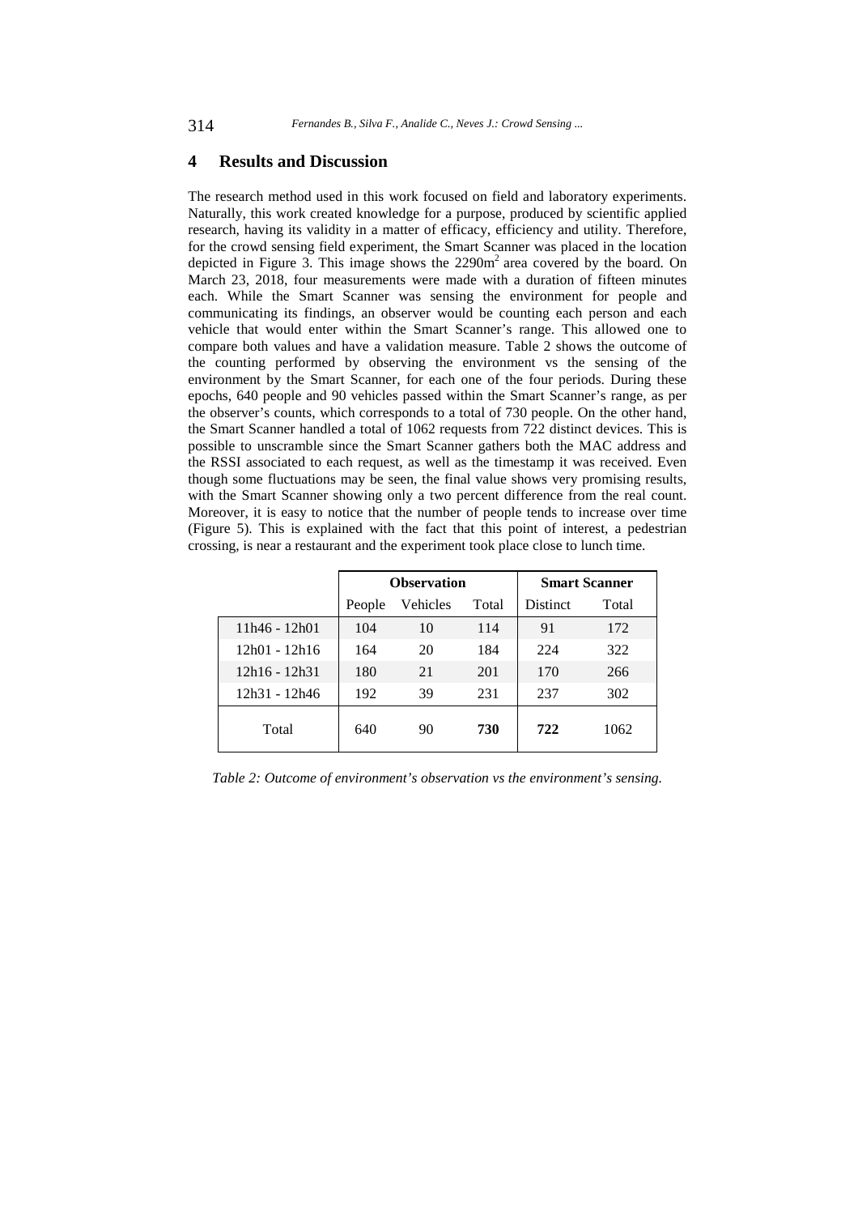## 4 Results and Discussion

The research method used in this work focused on field and laboratory experiments. Naturally, this work created knowledge for a purpose, produced by scientific applied research, having its validity in a matter of efficacy, efficiency and utility. Therefore, for the crowd sensing field experiment, the Smart Scanner was placed in the location depicted in Figure 3. This image shows the 2290m$^2$ area covered by the board. On March 23, 2018, four measurements were made with a duration of fifteen minutes each. While the Smart Scanner was sensing the environment for people and communicating its findings, an observer would be counting each person and each vehicle that would enter within the Smart Scanner's range. This allowed one to compare both values and have a validation measure. Table 2 shows the outcome of the counting performed by observing the environment vs the sensing of the environment by the Smart Scanner, for each one of the four periods. During these epochs, 640 people and 90 vehicles passed within the Smart Scanner's range, as per the observer's counts, which corresponds to a total of 730 people. On the other hand, the Smart Scanner handled a total of 1062 requests from 722 distinct devices. This is possible to unscramble since the Smart Scanner gathers both the MAC address and the RSSI associated to each request, as well as the timestamp it was received. Even though some fluctuations may be seen, the final value shows very promising results, with the Smart Scanner showing only a two percent difference from the real count. Moreover, it is easy to notice that the number of people tends to increase over time (Figure 5). This is explained with the fact that this point of interest, a pedestrian crossing, is near a restaurant and the experiment took place close to lunch time.

| | **Observation** | | | **Smart Scanner** | |
|---|---|---|---|---|---|
| | People | Vehicles | Total | Distinct | Total |
| 11h46 - 12h01 | 104 | 10 | 114 | 91 | 172 |
| 12h01 - 12h16 | 164 | 20 | 184 | 224 | 322 |
| 12h16 - 12h31 | 180 | 21 | 201 | 170 | 266 |
| 12h31 - 12h46 | 192 | 39 | 231 | 237 | 302 |
| Total | 640 | 90 | **730** | **722** | 1062 |

*Table 2: Outcome of environment's observation vs the environment's sensing.*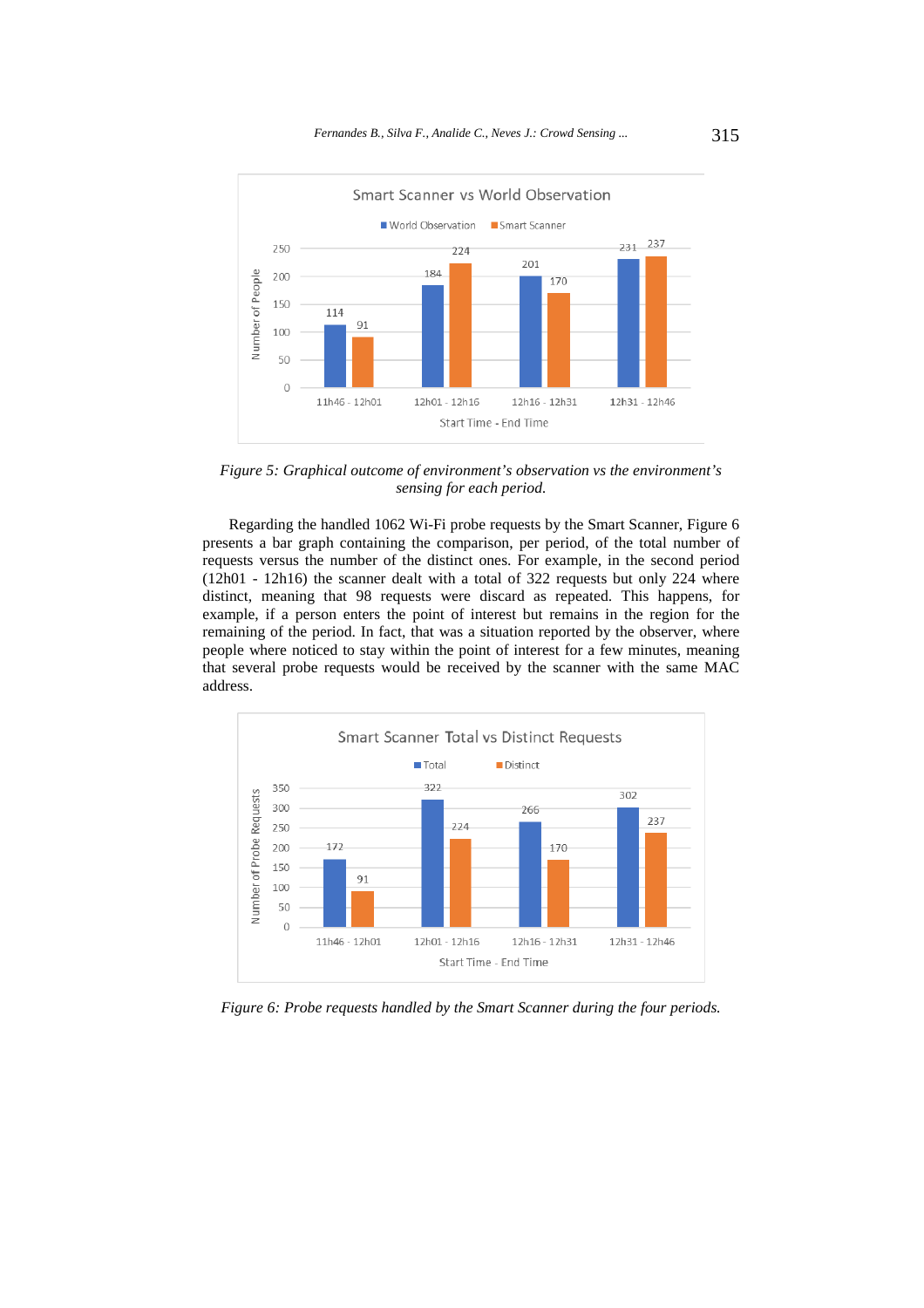*Figure 5: Graphical outcome of environment's observation vs the environment's sensing for each period.*

Regarding the handled 1062 Wi-Fi probe requests by the Smart Scanner, Figure 6 presents a bar graph containing the comparison, per period, of the total number of requests versus the number of the distinct ones. For example, in the second period (12h01 - 12h16) the scanner dealt with a total of 322 requests but only 224 where distinct, meaning that 98 requests were discard as repeated. This happens, for example, if a person enters the point of interest but remains in the region for the remaining of the period. In fact, that was a situation reported by the observer, where people where noticed to stay within the point of interest for a few minutes, meaning that several probe requests would be received by the scanner with the same MAC address.

*Figure 6: Probe requests handled by the Smart Scanner during the four periods.*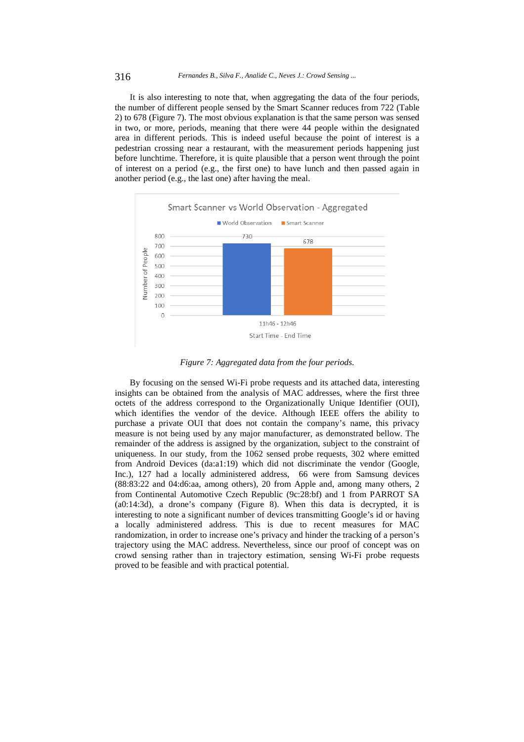It is also interesting to note that, when aggregating the data of the four periods, the number of different people sensed by the Smart Scanner reduces from 722 (Table 2) to 678 (Figure 7). The most obvious explanation is that the same person was sensed in two, or more, periods, meaning that there were 44 people within the designated area in different periods. This is indeed useful because the point of interest is a pedestrian crossing near a restaurant, with the measurement periods happening just before lunchtime. Therefore, it is quite plausible that a person went through the point of interest on a period (e.g., the first one) to have lunch and then passed again in another period (e.g., the last one) after having the meal.

*Figure 7: Aggregated data from the four periods.*

By focusing on the sensed Wi-Fi probe requests and its attached data, interesting insights can be obtained from the analysis of MAC addresses, where the first three octets of the address correspond to the Organizationally Unique Identifier (OUI), which identifies the vendor of the device. Although IEEE offers the ability to purchase a private OUI that does not contain the company's name, this privacy measure is not being used by any major manufacturer, as demonstrated bellow. The remainder of the address is assigned by the organization, subject to the constraint of uniqueness. In our study, from the 1062 sensed probe requests, 302 where emitted from Android Devices (da:a1:19) which did not discriminate the vendor (Google, Inc.), 127 had a locally administered address, 66 were from Samsung devices (88:83:22 and 04:d6:aa, among others), 20 from Apple and, among many others, 2 from Continental Automotive Czech Republic (9c:28:bf) and 1 from PARROT SA (a0:14:3d), a drone's company (Figure 8). When this data is decrypted, it is interesting to note a significant number of devices transmitting Google's id or having a locally administered address. This is due to recent measures for MAC randomization, in order to increase one's privacy and hinder the tracking of a person's trajectory using the MAC address. Nevertheless, since our proof of concept was on crowd sensing rather than in trajectory estimation, sensing Wi-Fi probe requests proved to be feasible and with practical potential.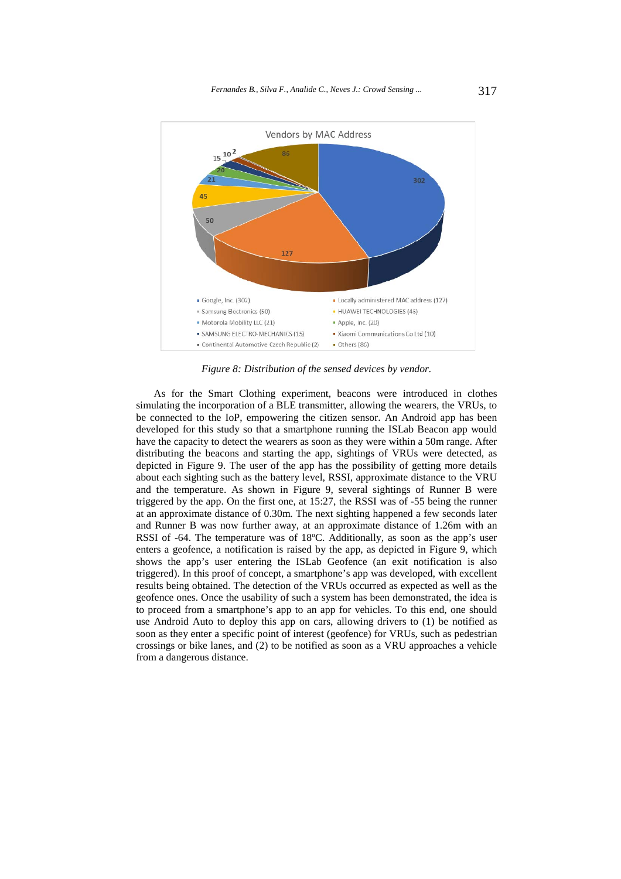*Figure 8: Distribution of the sensed devices by vendor.*

As for the Smart Clothing experiment, beacons were introduced in clothes simulating the incorporation of a BLE transmitter, allowing the wearers, the VRUs, to be connected to the IoP, empowering the citizen sensor. An Android app has been developed for this study so that a smartphone running the ISLab Beacon app would have the capacity to detect the wearers as soon as they were within a 50m range. After distributing the beacons and starting the app, sightings of VRUs were detected, as depicted in Figure 9. The user of the app has the possibility of getting more details about each sighting such as the battery level, RSSI, approximate distance to the VRU and the temperature. As shown in Figure 9, several sightings of Runner B were triggered by the app. On the first one, at 15:27, the RSSI was of -55 being the runner at an approximate distance of 0.30m. The next sighting happened a few seconds later and Runner B was now further away, at an approximate distance of 1.26m with an RSSI of -64. The temperature was of 18ºC. Additionally, as soon as the app's user enters a geofence, a notification is raised by the app, as depicted in Figure 9, which shows the app's user entering the ISLab Geofence (an exit notification is also triggered). In this proof of concept, a smartphone's app was developed, with excellent results being obtained. The detection of the VRUs occurred as expected as well as the geofence ones. Once the usability of such a system has been demonstrated, the idea is to proceed from a smartphone's app to an app for vehicles. To this end, one should use Android Auto to deploy this app on cars, allowing drivers to (1) be notified as soon as they enter a specific point of interest (geofence) for VRUs, such as pedestrian crossings or bike lanes, and (2) to be notified as soon as a VRU approaches a vehicle from a dangerous distance.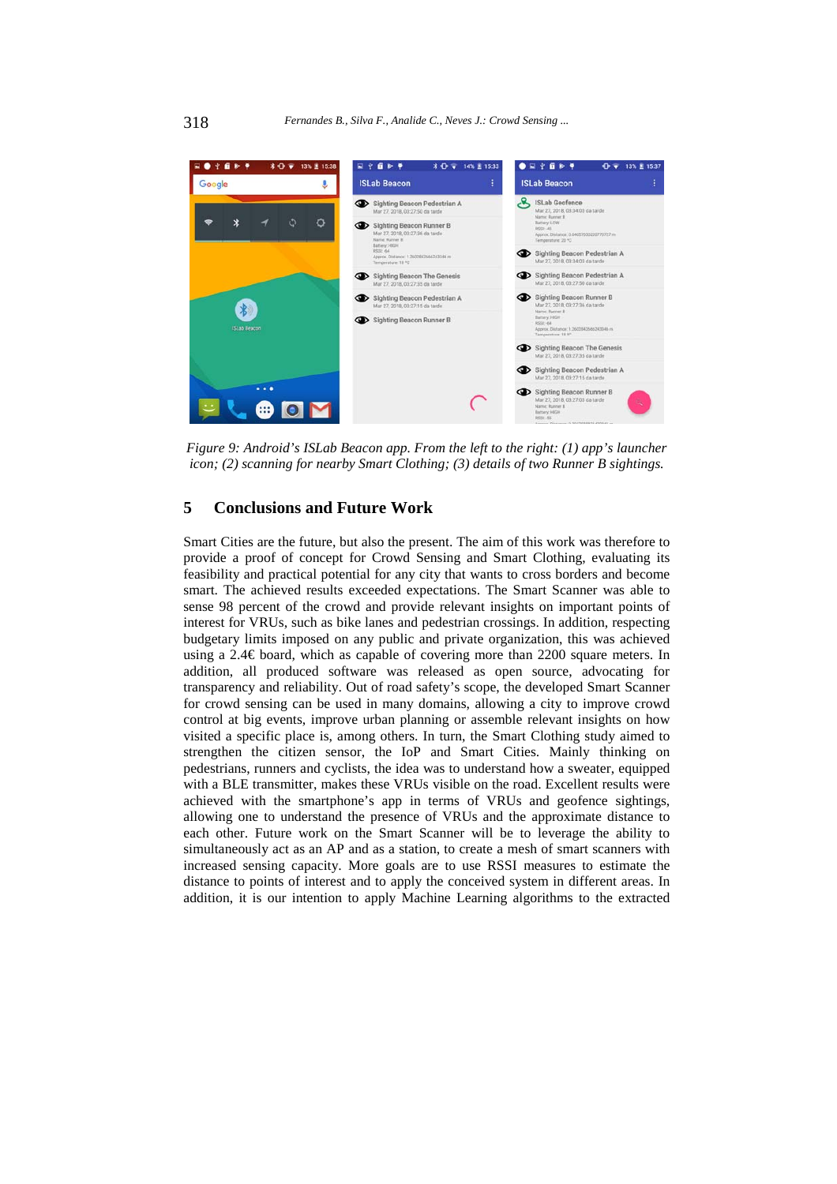*Figure 9: Android's ISLab Beacon app. From the left to the right: (1) app's launcher icon; (2) scanning for nearby Smart Clothing; (3) details of two Runner B sightings.*

## 5 Conclusions and Future Work

Smart Cities are the future, but also the present. The aim of this work was therefore to provide a proof of concept for Crowd Sensing and Smart Clothing, evaluating its feasibility and practical potential for any city that wants to cross borders and become smart. The achieved results exceeded expectations. The Smart Scanner was able to sense 98 percent of the crowd and provide relevant insights on important points of interest for VRUs, such as bike lanes and pedestrian crossings. In addition, respecting budgetary limits imposed on any public and private organization, this was achieved using a 2.4€ board, which as capable of covering more than 2200 square meters. In addition, all produced software was released as open source, advocating for transparency and reliability. Out of road safety's scope, the developed Smart Scanner for crowd sensing can be used in many domains, allowing a city to improve crowd control at big events, improve urban planning or assemble relevant insights on how visited a specific place is, among others. In turn, the Smart Clothing study aimed to strengthen the citizen sensor, the IoP and Smart Cities. Mainly thinking on pedestrians, runners and cyclists, the idea was to understand how a sweater, equipped with a BLE transmitter, makes these VRUs visible on the road. Excellent results were achieved with the smartphone's app in terms of VRUs and geofence sightings, allowing one to understand the presence of VRUs and the approximate distance to each other. Future work on the Smart Scanner will be to leverage the ability to simultaneously act as an AP and as a station, to create a mesh of smart scanners with increased sensing capacity. More goals are to use RSSI measures to estimate the distance to points of interest and to apply the conceived system in different areas. In addition, it is our intention to apply Machine Learning algorithms to the extracted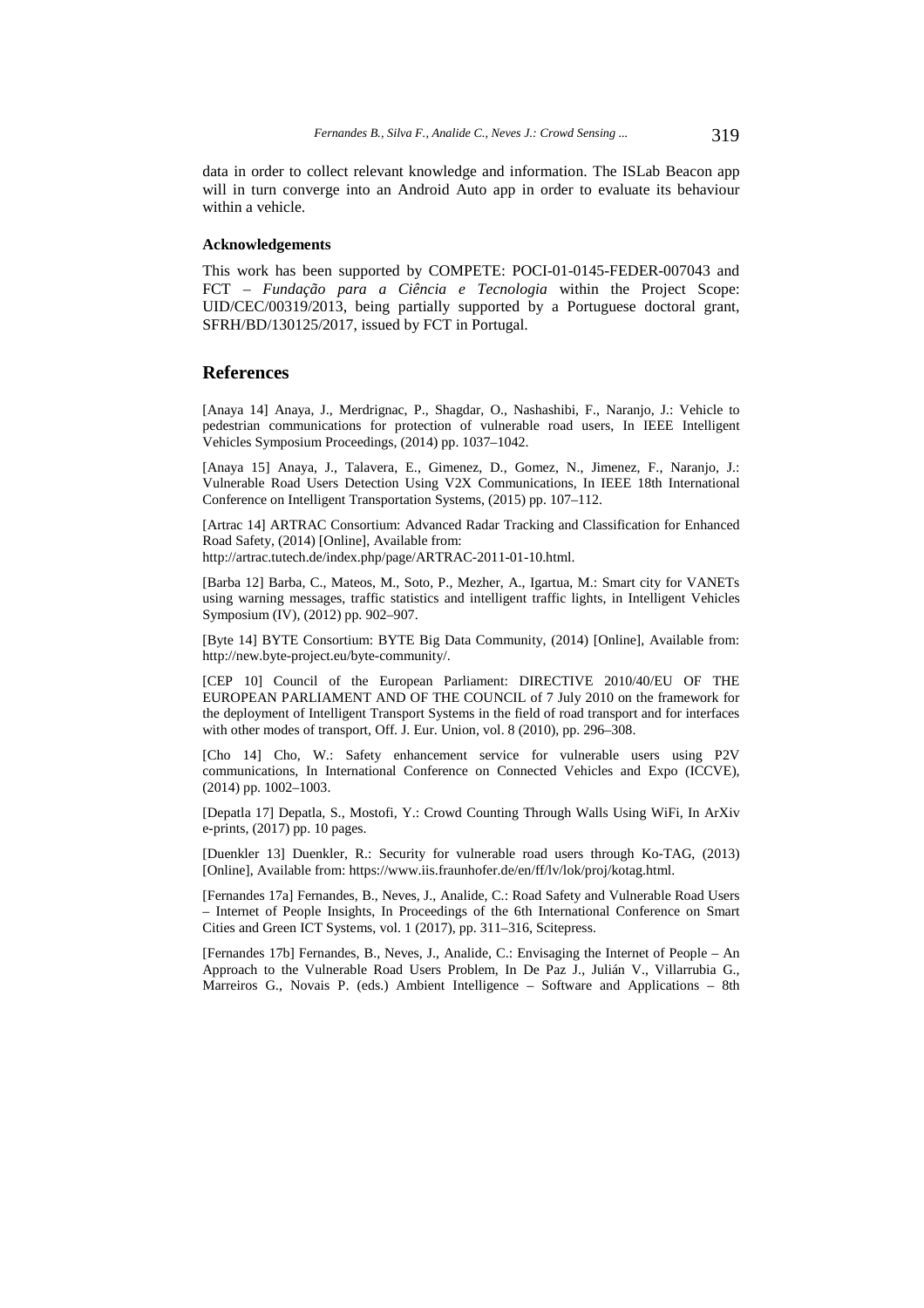data in order to collect relevant knowledge and information. The ISLab Beacon app will in turn converge into an Android Auto app in order to evaluate its behaviour within a vehicle.

### Acknowledgements

This work has been supported by COMPETE: POCI-01-0145-FEDER-007043 and FCT – *Fundação para a Ciência e Tecnologia* within the Project Scope: UID/CEC/00319/2013, being partially supported by a Portuguese doctoral grant, SFRH/BD/130125/2017, issued by FCT in Portugal.

## References

[Anaya 14] Anaya, J., Merdrignac, P., Shagdar, O., Nashashibi, F., Naranjo, J.: Vehicle to pedestrian communications for protection of vulnerable road users, In IEEE Intelligent Vehicles Symposium Proceedings, (2014) pp. 1037–1042.

[Anaya 15] Anaya, J., Talavera, E., Gimenez, D., Gomez, N., Jimenez, F., Naranjo, J.: Vulnerable Road Users Detection Using V2X Communications, In IEEE 18th International Conference on Intelligent Transportation Systems, (2015) pp. 107–112.

[Artrac 14] ARTRAC Consortium: Advanced Radar Tracking and Classification for Enhanced Road Safety, (2014) [Online], Available from: http://artrac.tutech.de/index.php/page/ARTRAC-2011-01-10.html.

[Barba 12] Barba, C., Mateos, M., Soto, P., Mezher, A., Igartua, M.: Smart city for VANETs using warning messages, traffic statistics and intelligent traffic lights, in Intelligent Vehicles Symposium (IV), (2012) pp. 902–907.

[Byte 14] BYTE Consortium: BYTE Big Data Community, (2014) [Online], Available from: http://new.byte-project.eu/byte-community/.

[CEP 10] Council of the European Parliament: DIRECTIVE 2010/40/EU OF THE EUROPEAN PARLIAMENT AND OF THE COUNCIL of 7 July 2010 on the framework for the deployment of Intelligent Transport Systems in the field of road transport and for interfaces with other modes of transport, Off. J. Eur. Union, vol. 8 (2010), pp. 296–308.

[Cho 14] Cho, W.: Safety enhancement service for vulnerable users using P2V communications, In International Conference on Connected Vehicles and Expo (ICCVE), (2014) pp. 1002–1003.

[Depatla 17] Depatla, S., Mostofi, Y.: Crowd Counting Through Walls Using WiFi, In ArXiv e-prints, (2017) pp. 10 pages.

[Duenkler 13] Duenkler, R.: Security for vulnerable road users through Ko-TAG, (2013) [Online], Available from: https://www.iis.fraunhofer.de/en/ff/lv/lok/proj/kotag.html.

[Fernandes 17a] Fernandes, B., Neves, J., Analide, C.: Road Safety and Vulnerable Road Users – Internet of People Insights, In Proceedings of the 6th International Conference on Smart Cities and Green ICT Systems, vol. 1 (2017), pp. 311–316, Scitepress.

[Fernandes 17b] Fernandes, B., Neves, J., Analide, C.: Envisaging the Internet of People – An Approach to the Vulnerable Road Users Problem, In De Paz J., Julián V., Villarrubia G., Marreiros G., Novais P. (eds.) Ambient Intelligence – Software and Applications – 8th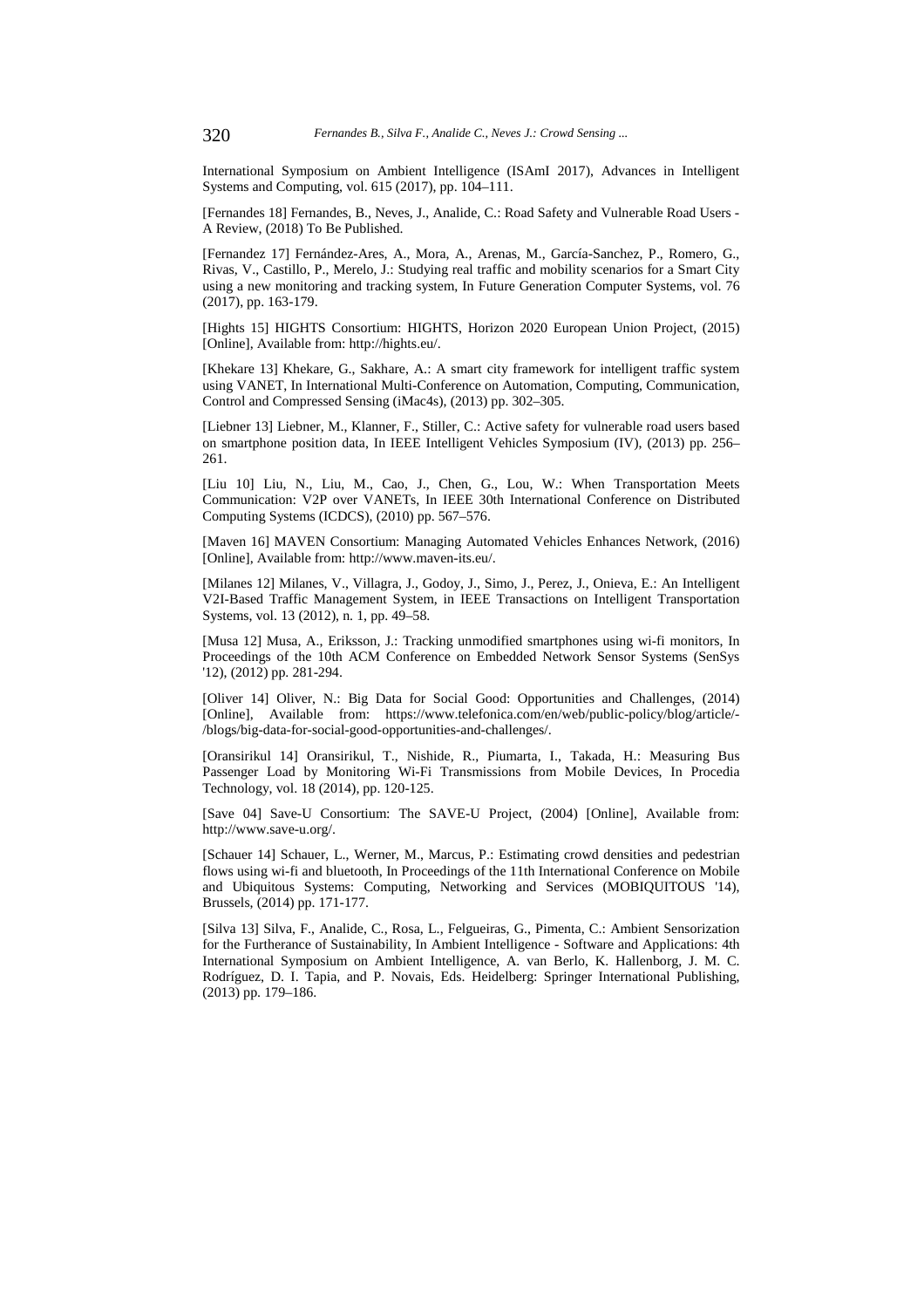International Symposium on Ambient Intelligence (ISAmI 2017), Advances in Intelligent Systems and Computing, vol. 615 (2017), pp. 104–111.

[Fernandes 18] Fernandes, B., Neves, J., Analide, C.: Road Safety and Vulnerable Road Users - A Review, (2018) To Be Published.

[Fernandez 17] Fernández-Ares, A., Mora, A., Arenas, M., García-Sanchez, P., Romero, G., Rivas, V., Castillo, P., Merelo, J.: Studying real traffic and mobility scenarios for a Smart City using a new monitoring and tracking system, In Future Generation Computer Systems, vol. 76 (2017), pp. 163-179.

[Hights 15] HIGHTS Consortium: HIGHTS, Horizon 2020 European Union Project, (2015) [Online], Available from: http://hights.eu/.

[Khekare 13] Khekare, G., Sakhare, A.: A smart city framework for intelligent traffic system using VANET, In International Multi-Conference on Automation, Computing, Communication, Control and Compressed Sensing (iMac4s), (2013) pp. 302–305.

[Liebner 13] Liebner, M., Klanner, F., Stiller, C.: Active safety for vulnerable road users based on smartphone position data, In IEEE Intelligent Vehicles Symposium (IV), (2013) pp. 256–261.

[Liu 10] Liu, N., Liu, M., Cao, J., Chen, G., Lou, W.: When Transportation Meets Communication: V2P over VANETs, In IEEE 30th International Conference on Distributed Computing Systems (ICDCS), (2010) pp. 567–576.

[Maven 16] MAVEN Consortium: Managing Automated Vehicles Enhances Network, (2016) [Online], Available from: http://www.maven-its.eu/.

[Milanes 12] Milanes, V., Villagra, J., Godoy, J., Simo, J., Perez, J., Onieva, E.: An Intelligent V2I-Based Traffic Management System, in IEEE Transactions on Intelligent Transportation Systems, vol. 13 (2012), n. 1, pp. 49–58.

[Musa 12] Musa, A., Eriksson, J.: Tracking unmodified smartphones using wi-fi monitors, In Proceedings of the 10th ACM Conference on Embedded Network Sensor Systems (SenSys '12), (2012) pp. 281-294.

[Oliver 14] Oliver, N.: Big Data for Social Good: Opportunities and Challenges, (2014) [Online], Available from: https://www.telefonica.com/en/web/public-policy/blog/article/-/blogs/big-data-for-social-good-opportunities-and-challenges/.

[Oransirikul 14] Oransirikul, T., Nishide, R., Piumarta, I., Takada, H.: Measuring Bus Passenger Load by Monitoring Wi-Fi Transmissions from Mobile Devices, In Procedia Technology, vol. 18 (2014), pp. 120-125.

[Save 04] Save-U Consortium: The SAVE-U Project, (2004) [Online], Available from: http://www.save-u.org/.

[Schauer 14] Schauer, L., Werner, M., Marcus, P.: Estimating crowd densities and pedestrian flows using wi-fi and bluetooth, In Proceedings of the 11th International Conference on Mobile and Ubiquitous Systems: Computing, Networking and Services (MOBIQUITOUS '14), Brussels, (2014) pp. 171-177.

[Silva 13] Silva, F., Analide, C., Rosa, L., Felgueiras, G., Pimenta, C.: Ambient Sensorization for the Furtherance of Sustainability, In Ambient Intelligence - Software and Applications: 4th International Symposium on Ambient Intelligence, A. van Berlo, K. Hallenborg, J. M. C. Rodríguez, D. I. Tapia, and P. Novais, Eds. Heidelberg: Springer International Publishing, (2013) pp. 179–186.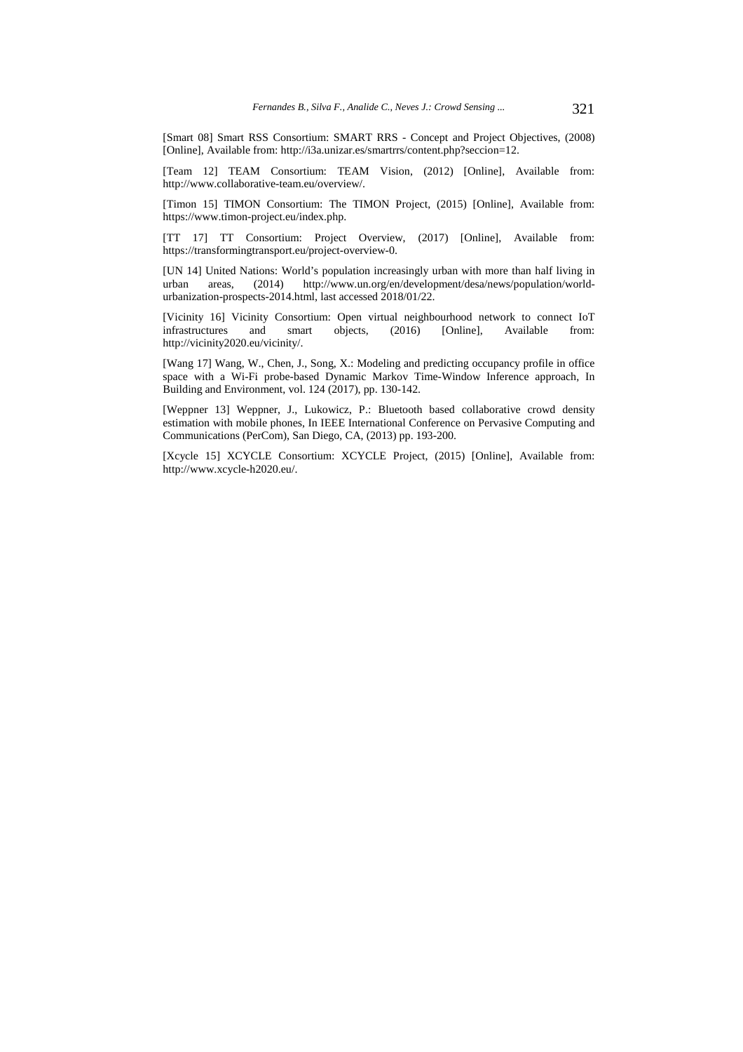[Smart 08] Smart RSS Consortium: SMART RRS - Concept and Project Objectives, (2008) [Online], Available from: http://i3a.unizar.es/smartrrs/content.php?seccion=12.

[Team 12] TEAM Consortium: TEAM Vision, (2012) [Online], Available from: http://www.collaborative-team.eu/overview/.

[Timon 15] TIMON Consortium: The TIMON Project, (2015) [Online], Available from: https://www.timon-project.eu/index.php.

[TT 17] TT Consortium: Project Overview, (2017) [Online], Available from: https://transformingtransport.eu/project-overview-0.

[UN 14] United Nations: World's population increasingly urban with more than half living in urban areas, (2014) http://www.un.org/en/development/desa/news/population/world-urbanization-prospects-2014.html, last accessed 2018/01/22.

[Vicinity 16] Vicinity Consortium: Open virtual neighbourhood network to connect IoT infrastructures and smart objects, (2016) [Online], Available from: http://vicinity2020.eu/vicinity/.

[Wang 17] Wang, W., Chen, J., Song, X.: Modeling and predicting occupancy profile in office space with a Wi-Fi probe-based Dynamic Markov Time-Window Inference approach, In Building and Environment, vol. 124 (2017), pp. 130-142.

[Weppner 13] Weppner, J., Lukowicz, P.: Bluetooth based collaborative crowd density estimation with mobile phones, In IEEE International Conference on Pervasive Computing and Communications (PerCom), San Diego, CA, (2013) pp. 193-200.

[Xcycle 15] XCYCLE Consortium: XCYCLE Project, (2015) [Online], Available from: http://www.xcycle-h2020.eu/.